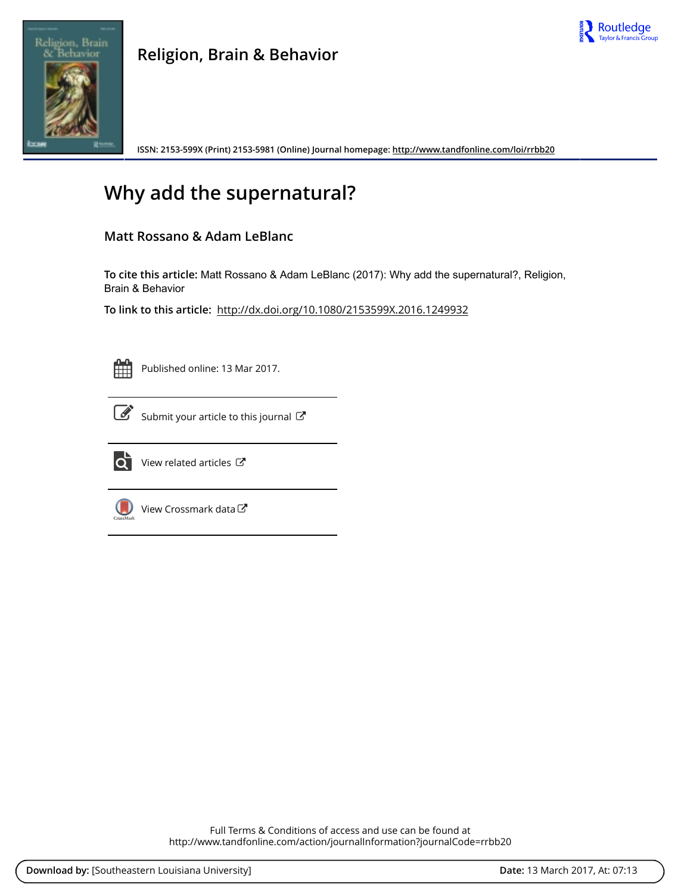Religion, Brain & Behavior

ISSN: 2153-599X (Print) 2153-5981 (Online) Journal homepage: http://www.tandfonline.com/loi/rrbb20

# Why add the supernatural?

**Matt Rossano & Adam LeBlanc**

**To cite this article:** Matt Rossano & Adam LeBlanc (2017): Why add the supernatural?, Religion, Brain & Behavior

**To link to this article:** http://dx.doi.org/10.1080/2153599X.2016.1249932

Published online: 13 Mar 2017.

Submit your article to this journal

View related articles

View Crossmark data

Full Terms & Conditions of access and use can be found at
http://www.tandfonline.com/action/journalInformation?journalCode=rrbb20

**Download by:** [Southeastern Louisiana University] **Date:** 13 March 2017, At: 07:13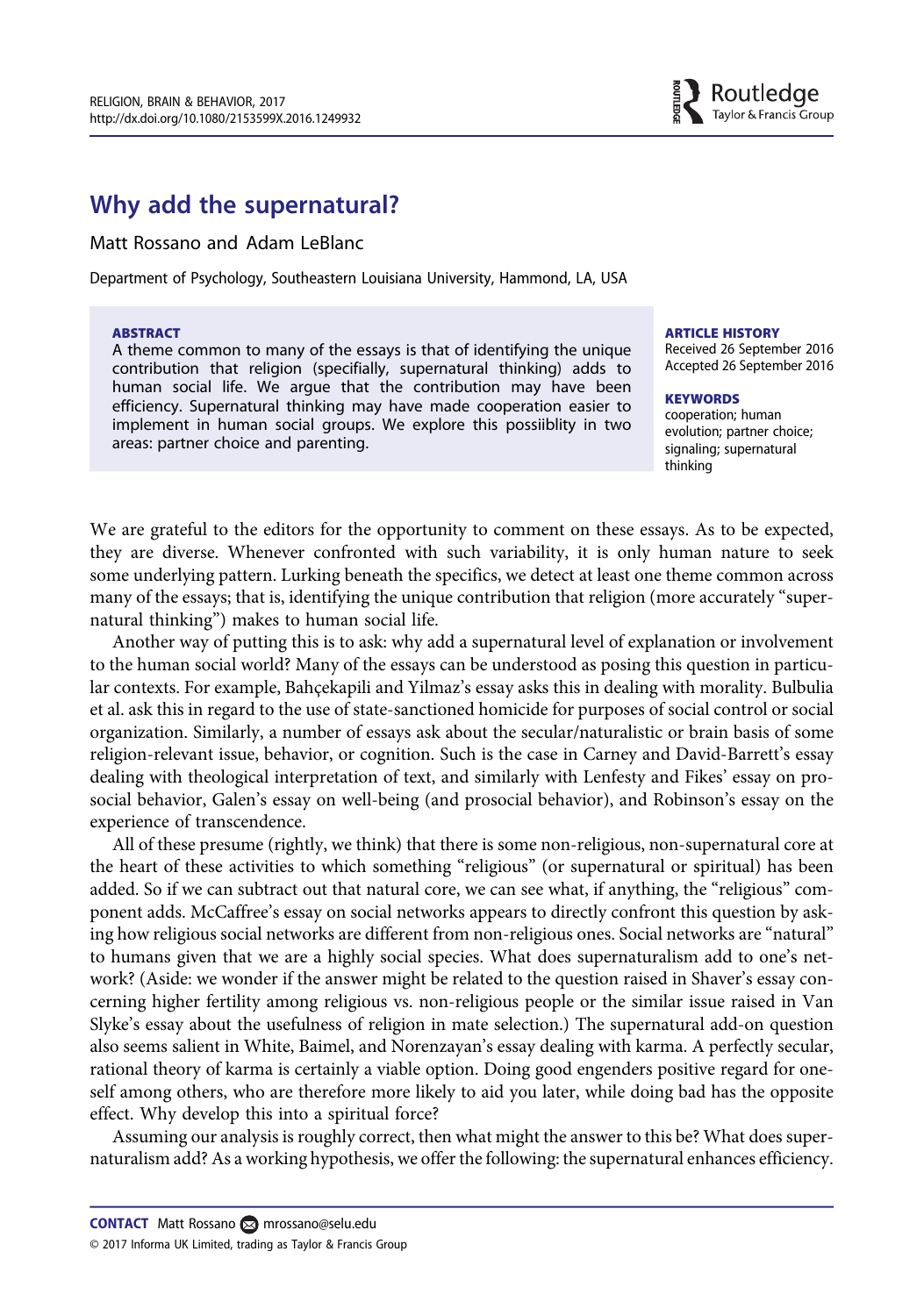# Why add the supernatural?

Matt Rossano and Adam LeBlanc

Department of Psychology, Southeastern Louisiana University, Hammond, LA, USA

**ABSTRACT**

A theme common to many of the essays is that of identifying the unique contribution that religion (specifically, supernatural thinking) adds to human social life. We argue that the contribution may have been efficiency. Supernatural thinking may have made cooperation easier to implement in human social groups. We explore this possiblity in two areas: partner choice and parenting.

**ARTICLE HISTORY**

Received 26 September 2016
Accepted 26 September 2016

**KEYWORDS**

cooperation; human evolution; partner choice; signaling; supernatural thinking

We are grateful to the editors for the opportunity to comment on these essays. As to be expected, they are diverse. Whenever confronted with such variability, it is only human nature to seek some underlying pattern. Lurking beneath the specifics, we detect at least one theme common across many of the essays; that is, identifying the unique contribution that religion (more accurately "supernatural thinking") makes to human social life.

Another way of putting this is to ask: why add a supernatural level of explanation or involvement to the human social world? Many of the essays can be understood as posing this question in particular contexts. For example, Bahçekapili and Yilmaz's essay asks this in dealing with morality. Bulbulia et al. ask this in regard to the use of state-sanctioned homicide for purposes of social control or social organization. Similarly, a number of essays ask about the secular/naturalistic or brain basis of some religion-relevant issue, behavior, or cognition. Such is the case in Carney and David-Barrett's essay dealing with theological interpretation of text, and similarly with Lenfesty and Fikes' essay on prosocial behavior, Galen's essay on well-being (and prosocial behavior), and Robinson's essay on the experience of transcendence.

All of these presume (rightly, we think) that there is some non-religious, non-supernatural core at the heart of these activities to which something "religious" (or supernatural or spiritual) has been added. So if we can subtract out that natural core, we can see what, if anything, the "religious" component adds. McCaffree's essay on social networks appears to directly confront this question by asking how religious social networks are different from non-religious ones. Social networks are "natural" to humans given that we are a highly social species. What does supernaturalism add to one's network? (Aside: we wonder if the answer might be related to the question raised in Shaver's essay concerning higher fertility among religious vs. non-religious people or the similar issue raised in Van Slyke's essay about the usefulness of religion in mate selection.) The supernatural add-on question also seems salient in White, Baimel, and Norenzayan's essay dealing with karma. A perfectly secular, rational theory of karma is certainly a viable option. Doing good engenders positive regard for oneself among others, who are therefore more likely to aid you later, while doing bad has the opposite effect. Why develop this into a spiritual force?

Assuming our analysis is roughly correct, then what might the answer to this be? What does supernaturalism add? As a working hypothesis, we offer the following: the supernatural enhances efficiency.

**CONTACT** Matt Rossano mrossano@selu.edu

© 2017 Informa UK Limited, trading as Taylor & Francis Group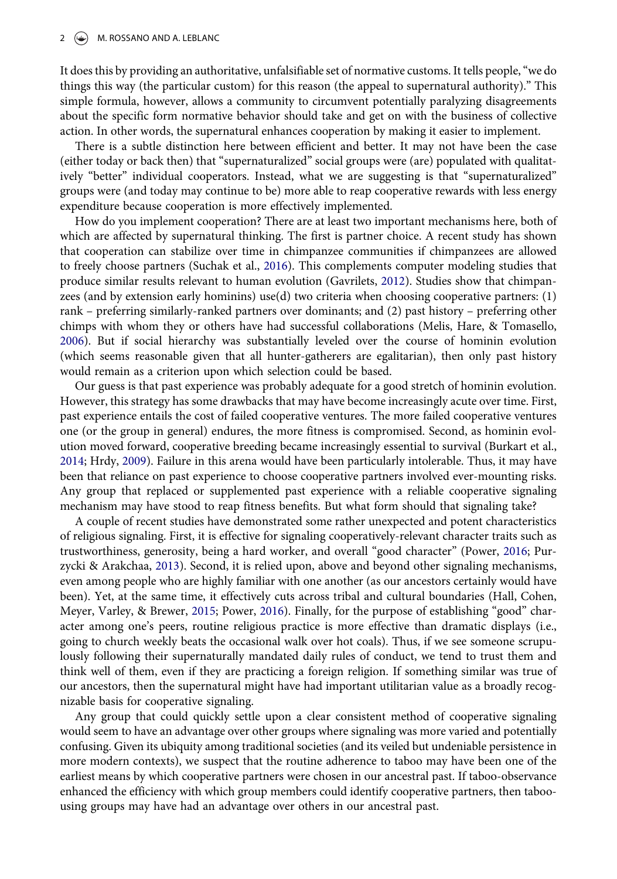It does this by providing an authoritative, unfalsifiable set of normative customs. It tells people, "we do things this way (the particular custom) for this reason (the appeal to supernatural authority)." This simple formula, however, allows a community to circumvent potentially paralyzing disagreements about the specific form normative behavior should take and get on with the business of collective action. In other words, the supernatural enhances cooperation by making it easier to implement.

There is a subtle distinction here between efficient and better. It may not have been the case (either today or back then) that "supernaturalized" social groups were (are) populated with qualitatively "better" individual cooperators. Instead, what we are suggesting is that "supernaturalized" groups were (and today may continue to be) more able to reap cooperative rewards with less energy expenditure because cooperation is more effectively implemented.

How do you implement cooperation? There are at least two important mechanisms here, both of which are affected by supernatural thinking. The first is partner choice. A recent study has shown that cooperation can stabilize over time in chimpanzee communities if chimpanzees are allowed to freely choose partners (Suchak et al., 2016). This complements computer modeling studies that produce similar results relevant to human evolution (Gavrilets, 2012). Studies show that chimpanzees (and by extension early hominins) use(d) two criteria when choosing cooperative partners: (1) rank – preferring similarly-ranked partners over dominants; and (2) past history – preferring other chimps with whom they or others have had successful collaborations (Melis, Hare, & Tomasello, 2006). But if social hierarchy was substantially leveled over the course of hominin evolution (which seems reasonable given that all hunter-gatherers are egalitarian), then only past history would remain as a criterion upon which selection could be based.

Our guess is that past experience was probably adequate for a good stretch of hominin evolution. However, this strategy has some drawbacks that may have become increasingly acute over time. First, past experience entails the cost of failed cooperative ventures. The more failed cooperative ventures one (or the group in general) endures, the more fitness is compromised. Second, as hominin evolution moved forward, cooperative breeding became increasingly essential to survival (Burkart et al., 2014; Hrdy, 2009). Failure in this arena would have been particularly intolerable. Thus, it may have been that reliance on past experience to choose cooperative partners involved ever-mounting risks. Any group that replaced or supplemented past experience with a reliable cooperative signaling mechanism may have stood to reap fitness benefits. But what form should that signaling take?

A couple of recent studies have demonstrated some rather unexpected and potent characteristics of religious signaling. First, it is effective for signaling cooperatively-relevant character traits such as trustworthiness, generosity, being a hard worker, and overall "good character" (Power, 2016; Purzycki & Arakchaa, 2013). Second, it is relied upon, above and beyond other signaling mechanisms, even among people who are highly familiar with one another (as our ancestors certainly would have been). Yet, at the same time, it effectively cuts across tribal and cultural boundaries (Hall, Cohen, Meyer, Varley, & Brewer, 2015; Power, 2016). Finally, for the purpose of establishing "good" character among one's peers, routine religious practice is more effective than dramatic displays (i.e., going to church weekly beats the occasional walk over hot coals). Thus, if we see someone scrupulously following their supernaturally mandated daily rules of conduct, we tend to trust them and think well of them, even if they are practicing a foreign religion. If something similar was true of our ancestors, then the supernatural might have had important utilitarian value as a broadly recognizable basis for cooperative signaling.

Any group that could quickly settle upon a clear consistent method of cooperative signaling would seem to have an advantage over other groups where signaling was more varied and potentially confusing. Given its ubiquity among traditional societies (and its veiled but undeniable persistence in more modern contexts), we suspect that the routine adherence to taboo may have been one of the earliest means by which cooperative partners were chosen in our ancestral past. If taboo-observance enhanced the efficiency with which group members could identify cooperative partners, then taboo-using groups may have had an advantage over others in our ancestral past.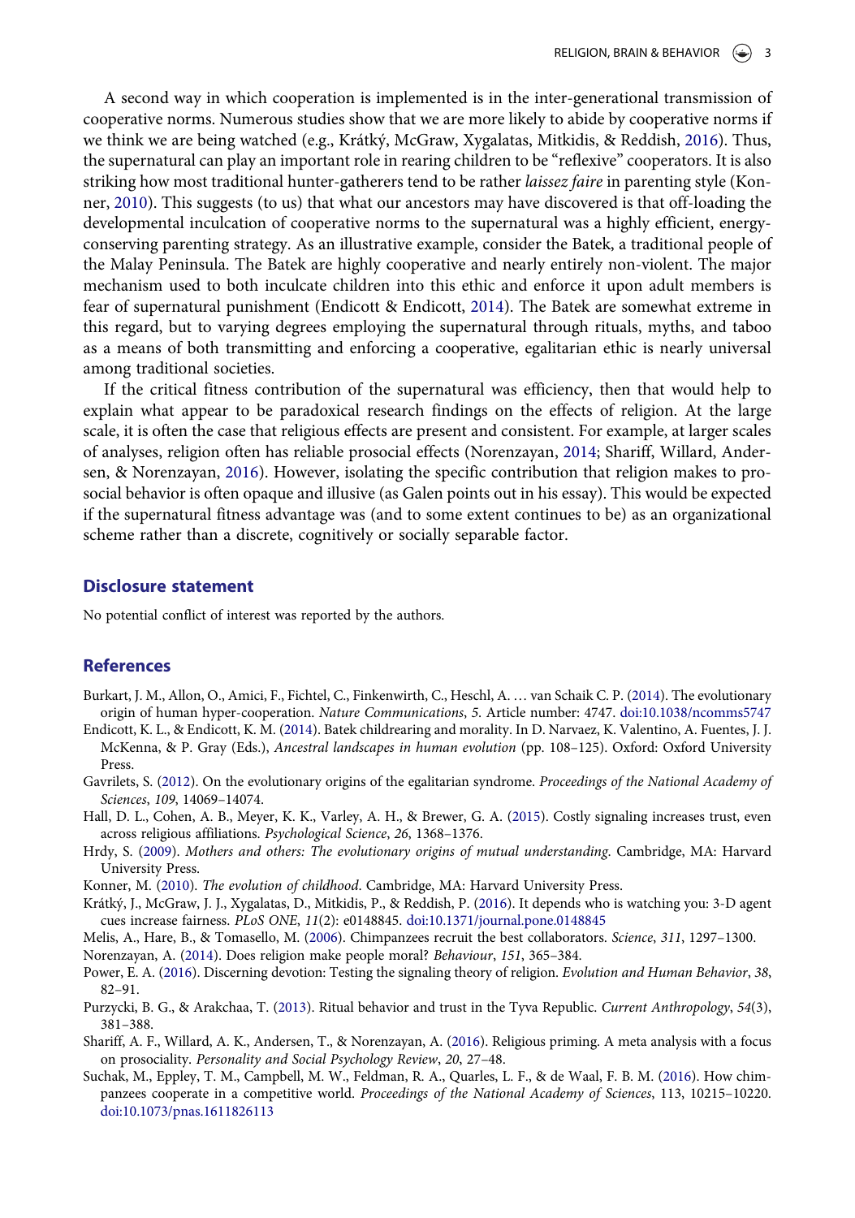A second way in which cooperation is implemented is in the inter-generational transmission of cooperative norms. Numerous studies show that we are more likely to abide by cooperative norms if we think we are being watched (e.g., Krátký, McGraw, Xygalatas, Mitkidis, & Reddish, 2016). Thus, the supernatural can play an important role in rearing children to be "reflexive" cooperators. It is also striking how most traditional hunter-gatherers tend to be rather *laissez faire* in parenting style (Konner, 2010). This suggests (to us) that what our ancestors may have discovered is that off-loading the developmental inculcation of cooperative norms to the supernatural was a highly efficient, energy-conserving parenting strategy. As an illustrative example, consider the Batek, a traditional people of the Malay Peninsula. The Batek are highly cooperative and nearly entirely non-violent. The major mechanism used to both inculcate children into this ethic and enforce it upon adult members is fear of supernatural punishment (Endicott & Endicott, 2014). The Batek are somewhat extreme in this regard, but to varying degrees employing the supernatural through rituals, myths, and taboo as a means of both transmitting and enforcing a cooperative, egalitarian ethic is nearly universal among traditional societies.

If the critical fitness contribution of the supernatural was efficiency, then that would help to explain what appear to be paradoxical research findings on the effects of religion. At the large scale, it is often the case that religious effects are present and consistent. For example, at larger scales of analyses, religion often has reliable prosocial effects (Norenzayan, 2014; Shariff, Willard, Andersen, & Norenzayan, 2016). However, isolating the specific contribution that religion makes to prosocial behavior is often opaque and illusive (as Galen points out in his essay). This would be expected if the supernatural fitness advantage was (and to some extent continues to be) as an organizational scheme rather than a discrete, cognitively or socially separable factor.

## Disclosure statement

No potential conflict of interest was reported by the authors.

## References

Burkart, J. M., Allon, O., Amici, F., Fichtel, C., Finkenwirth, C., Heschl, A. … van Schaik C. P. (2014). The evolutionary origin of human hyper-cooperation. *Nature Communications*, *5*. Article number: 4747. doi:10.1038/ncomms5747

Endicott, K. L., & Endicott, K. M. (2014). Batek childrearing and morality. In D. Narvaez, K. Valentino, A. Fuentes, J. J. McKenna, & P. Gray (Eds.), *Ancestral landscapes in human evolution* (pp. 108–125). Oxford: Oxford University Press.

Gavrilets, S. (2012). On the evolutionary origins of the egalitarian syndrome. *Proceedings of the National Academy of Sciences*, *109*, 14069–14074.

Hall, D. L., Cohen, A. B., Meyer, K. K., Varley, A. H., & Brewer, G. A. (2015). Costly signaling increases trust, even across religious affiliations. *Psychological Science*, *26*, 1368–1376.

Hrdy, S. (2009). *Mothers and others: The evolutionary origins of mutual understanding*. Cambridge, MA: Harvard University Press.

Konner, M. (2010). *The evolution of childhood*. Cambridge, MA: Harvard University Press.

Krátký, J., McGraw, J. J., Xygalatas, D., Mitkidis, P., & Reddish, P. (2016). It depends who is watching you: 3-D agent cues increase fairness. *PLoS ONE*, *11*(2): e0148845. doi:10.1371/journal.pone.0148845

Melis, A., Hare, B., & Tomasello, M. (2006). Chimpanzees recruit the best collaborators. *Science*, *311*, 1297–1300.

Norenzayan, A. (2014). Does religion make people moral? *Behaviour*, *151*, 365–384.

Power, E. A. (2016). Discerning devotion: Testing the signaling theory of religion. *Evolution and Human Behavior*, *38*, 82–91.

Purzycki, B. G., & Arakchaa, T. (2013). Ritual behavior and trust in the Tyva Republic. *Current Anthropology*, *54*(3), 381–388.

Shariff, A. F., Willard, A. K., Andersen, T., & Norenzayan, A. (2016). Religious priming. A meta analysis with a focus on prosociality. *Personality and Social Psychology Review*, *20*, 27–48.

Suchak, M., Eppley, T. M., Campbell, M. W., Feldman, R. A., Quarles, L. F., & de Waal, F. B. M. (2016). How chimpanzees cooperate in a competitive world. *Proceedings of the National Academy of Sciences*, 113, 10215–10220. doi:10.1073/pnas.1611826113